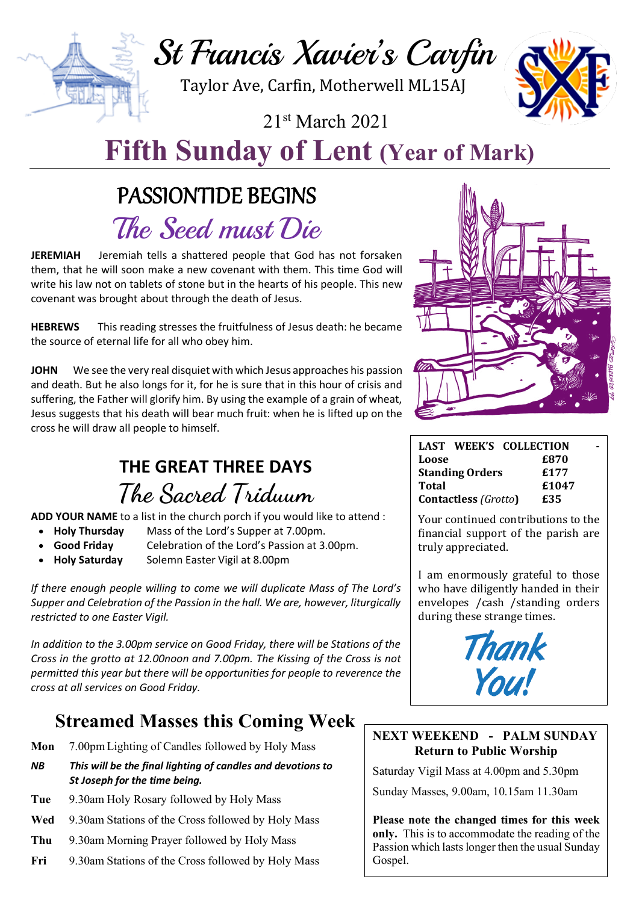# St Francis Xavier's Carfin

Taylor Ave, Carfin, Motherwell ML15AJ

21st March 2021

# Fifth Sunday of Lent (Year of Mark)

## PASSIONTIDE BEGINS

## The Seed must Die

**JEREMIAH** Jeremiah tells a shattered people that God has not forsaken them, that he will soon make a new covenant with them. This time God will write his law not on tablets of stone but in the hearts of his people. This new covenant was brought about through the death of Jesus.

**HEBREWS** This reading stresses the fruitfulness of Jesus death: he became the source of eternal life for all who obey him.

**JOHN** We see the very real disquiet with which Jesus approaches his passion and death. But he also longs for it, for he is sure that in this hour of crisis and suffering, the Father will glorify him. By using the example of a grain of wheat, Jesus suggests that his death will bear much fruit: when he is lifted up on the cross he will draw all people to himself.

## THE GREAT THREE DAYS

## The Sacred Triduum

**ADD YOUR NAME** to a list in the church porch if you would like to attend :

- **Holy Thursday** Mass of the Lord's Supper at 7.00pm.
- **Good Friday** Celebration of the Lord's Passion at 3.00pm.
- **Holy Saturday** Solemn Easter Vigil at 8.00pm

*If there enough people willing to come we will duplicate Mass of The Lord's Supper and Celebration of the Passion in the hall. We are, however, liturgically restricted to one Easter Vigil.*

*In addition to the 3.00pm service on Good Friday, there will be Stations of the Cross in the grotto at 12.00noon and 7.00pm. The Kissing of the Cross is not permitted this year but there will be opportunities for people to reverence the cross at all services on Good Friday.*

## Streamed Masses this Coming Week

**Mon** 7.00pm Lighting of Candles followed by Holy Mass

***NB*** ***This will be the final lighting of candles and devotions to St Joseph for the time being.***

**Tue** 9.30am Holy Rosary followed by Holy Mass

**Wed** 9.30am Stations of the Cross followed by Holy Mass

**Thu** 9.30am Morning Prayer followed by Holy Mass

**Fri** 9.30am Stations of the Cross followed by Holy Mass

| LAST WEEK'S COLLECTION | - |
|---|---|
| **Loose** | **£870** |
| **Standing Orders** | **£177** |
| **Total** | **£1047** |
| **Contactless** *(Grotto)* | **£35** |

Your continued contributions to the financial support of the parish are truly appreciated.

I am enormously grateful to those who have diligently handed in their envelopes /cash /standing orders during these strange times.

*Thank You!*

**NEXT WEEKEND - PALM SUNDAY**
**Return to Public Worship**

Saturday Vigil Mass at 4.00pm and 5.30pm

Sunday Masses, 9.00am, 10.15am 11.30am

**Please note the changed times for this week only.** This is to accommodate the reading of the Passion which lasts longer then the usual Sunday Gospel.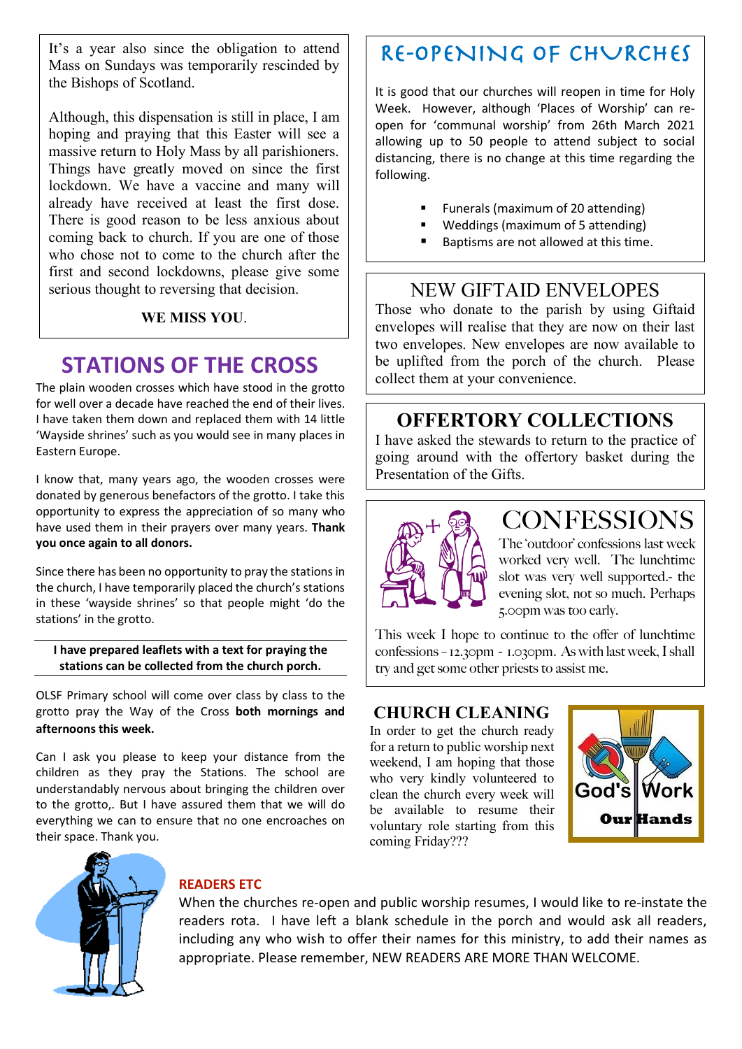It's a year also since the obligation to attend Mass on Sundays was temporarily rescinded by the Bishops of Scotland.

Although, this dispensation is still in place, I am hoping and praying that this Easter will see a massive return to Holy Mass by all parishioners. Things have greatly moved on since the first lockdown. We have a vaccine and many will already have received at least the first dose. There is good reason to be less anxious about coming back to church. If you are one of those who chose not to come to the church after the first and second lockdowns, please give some serious thought to reversing that decision.

**WE MISS YOU**.

## STATIONS OF THE CROSS

The plain wooden crosses which have stood in the grotto for well over a decade have reached the end of their lives. I have taken them down and replaced them with 14 little 'Wayside shrines' such as you would see in many places in Eastern Europe.

I know that, many years ago, the wooden crosses were donated by generous benefactors of the grotto. I take this opportunity to express the appreciation of so many who have used them in their prayers over many years. **Thank you once again to all donors.**

Since there has been no opportunity to pray the stations in the church, I have temporarily placed the church's stations in these 'wayside shrines' so that people might 'do the stations' in the grotto.

**I have prepared leaflets with a text for praying the stations can be collected from the church porch.**

OLSF Primary school will come over class by class to the grotto pray the Way of the Cross **both mornings and afternoons this week.**

Can I ask you please to keep your distance from the children as they pray the Stations. The school are understandably nervous about bringing the children over to the grotto,. But I have assured them that we will do everything we can to ensure that no one encroaches on their space. Thank you.

## RE-OPENING OF CHURCHES

It is good that our churches will reopen in time for Holy Week. However, although 'Places of Worship' can re-open for 'communal worship' from 26th March 2021 allowing up to 50 people to attend subject to social distancing, there is no change at this time regarding the following.

- Funerals (maximum of 20 attending)
- Weddings (maximum of 5 attending)
- Baptisms are not allowed at this time.

## NEW GIFTAID ENVELOPES

Those who donate to the parish by using Giftaid envelopes will realise that they are now on their last two envelopes. New envelopes are now available to be uplifted from the porch of the church. Please collect them at your convenience.

## OFFERTORY COLLECTIONS

I have asked the stewards to return to the practice of going around with the offertory basket during the Presentation of the Gifts.

## CONFESSIONS

The 'outdoor' confessions last week worked very well. The lunchtime slot was very well supported.- the evening slot, not so much. Perhaps 5.00pm was too early.

This week I hope to continue to the offer of lunchtime confessions – 12.30pm - 1.030pm. As with last week, I shall try and get some other priests to assist me.

## CHURCH CLEANING

In order to get the church ready for a return to public worship next weekend, I am hoping that those who very kindly volunteered to clean the church every week will be available to resume their voluntary role starting from this coming Friday???

God's Work Our Hands

## READERS ETC

When the churches re-open and public worship resumes, I would like to re-instate the readers rota. I have left a blank schedule in the porch and would ask all readers, including any who wish to offer their names for this ministry, to add their names as appropriate. Please remember, NEW READERS ARE MORE THAN WELCOME.